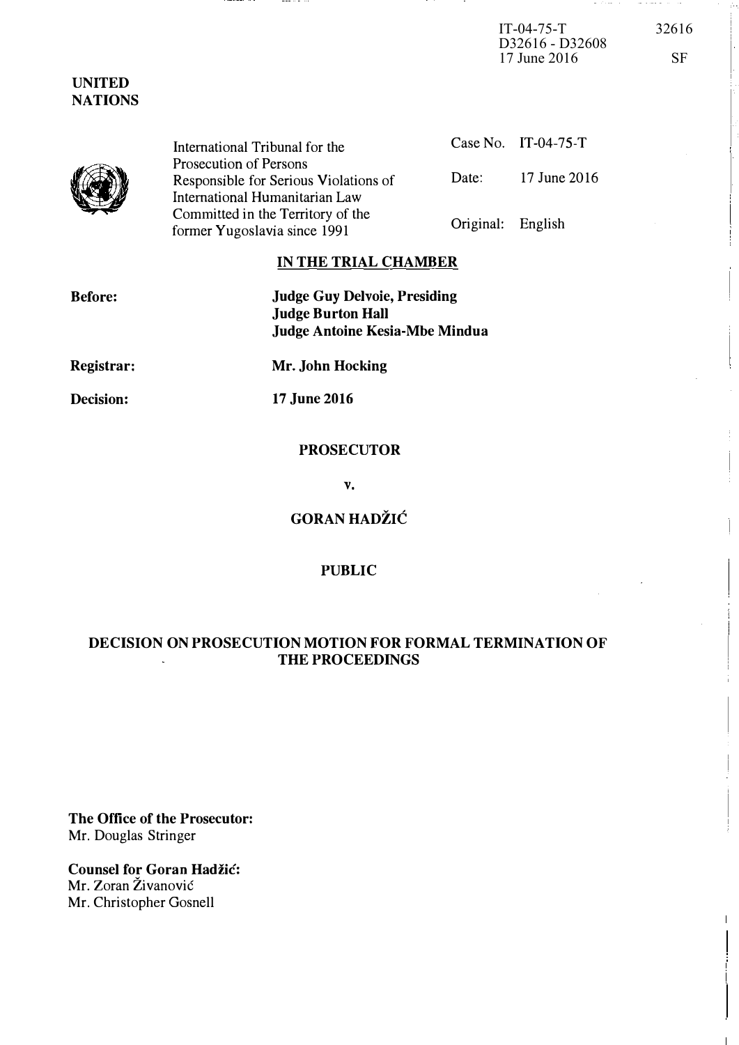IT-04-75-T
D32616 - D32608
17 June 2016

32616

SF

**UNITED NATIONS**

International Tribunal for the Prosecution of Persons Responsible for Serious Violations of International Humanitarian Law Committed in the Territory of the former Yugoslavia since 1991

| | |
|---|---|
| Case No. | IT-04-75-T |
| Date: | 17 June 2016 |
| Original: | English |

## IN THE TRIAL CHAMBER

**Before:** **Judge Guy Delvoie, Presiding**
**Judge Burton Hall**
**Judge Antoine Kesia-Mbe Mindua**

**Registrar:** **Mr. John Hocking**

**Decision:** **17 June 2016**

**PROSECUTOR**

**v.**

**GORAN HADŽIĆ**

**PUBLIC**

## DECISION ON PROSECUTION MOTION FOR FORMAL TERMINATION OF THE PROCEEDINGS

**The Office of the Prosecutor:**
Mr. Douglas Stringer

**Counsel for Goran Hadžić:**
Mr. Zoran Živanović
Mr. Christopher Gosnell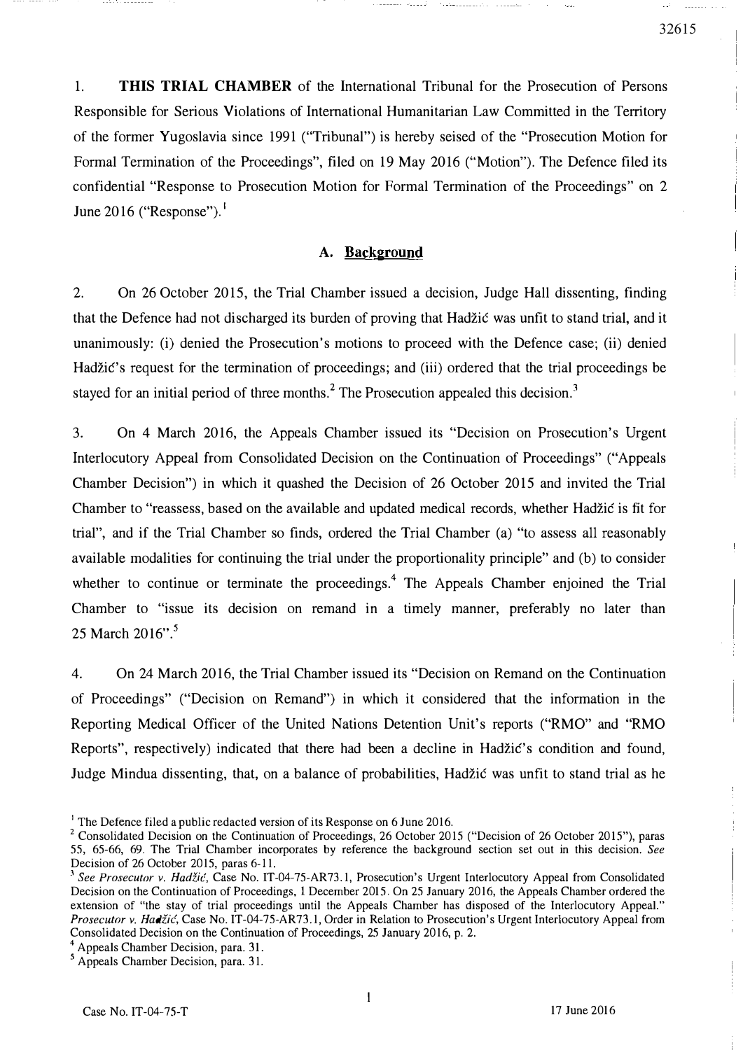1. **THIS TRIAL CHAMBER** of the International Tribunal for the Prosecution of Persons Responsible for Serious Violations of International Humanitarian Law Committed in the Territory of the former Yugoslavia since 1991 ("Tribunal") is hereby seised of the "Prosecution Motion for Formal Termination of the Proceedings", filed on 19 May 2016 ("Motion"). The Defence filed its confidential "Response to Prosecution Motion for Formal Termination of the Proceedings" on 2 June 2016 ("Response").[1]

## A. Background

2. On 26 October 2015, the Trial Chamber issued a decision, Judge Hall dissenting, finding that the Defence had not discharged its burden of proving that Hadžić was unfit to stand trial, and it unanimously: (i) denied the Prosecution's motions to proceed with the Defence case; (ii) denied Hadžić's request for the termination of proceedings; and (iii) ordered that the trial proceedings be stayed for an initial period of three months.[2] The Prosecution appealed this decision.[3]

3. On 4 March 2016, the Appeals Chamber issued its "Decision on Prosecution's Urgent Interlocutory Appeal from Consolidated Decision on the Continuation of Proceedings" ("Appeals Chamber Decision") in which it quashed the Decision of 26 October 2015 and invited the Trial Chamber to "reassess, based on the available and updated medical records, whether Hadžić is fit for trial", and if the Trial Chamber so finds, ordered the Trial Chamber (a) "to assess all reasonably available modalities for continuing the trial under the proportionality principle" and (b) to consider whether to continue or terminate the proceedings.[4] The Appeals Chamber enjoined the Trial Chamber to "issue its decision on remand in a timely manner, preferably no later than 25 March 2016".[5]

4. On 24 March 2016, the Trial Chamber issued its "Decision on Remand on the Continuation of Proceedings" ("Decision on Remand") in which it considered that the information in the Reporting Medical Officer of the United Nations Detention Unit's reports ("RMO" and "RMO Reports", respectively) indicated that there had been a decline in Hadžić's condition and found, Judge Mindua dissenting, that, on a balance of probabilities, Hadžić was unfit to stand trial as he

---

[1] The Defence filed a public redacted version of its Response on 6 June 2016.

[2] Consolidated Decision on the Continuation of Proceedings, 26 October 2015 ("Decision of 26 October 2015"), paras 55, 65-66, 69. The Trial Chamber incorporates by reference the background section set out in this decision. *See* Decision of 26 October 2015, paras 6-11.

[3] *See Prosecutor v. Hadžić*, Case No. IT-04-75-AR73.1, Prosecution's Urgent Interlocutory Appeal from Consolidated Decision on the Continuation of Proceedings, 1 December 2015. On 25 January 2016, the Appeals Chamber ordered the extension of "the stay of trial proceedings until the Appeals Chamber has disposed of the Interlocutory Appeal." *Prosecutor v. Hadžić*, Case No. IT-04-75-AR73.1, Order in Relation to Prosecution's Urgent Interlocutory Appeal from Consolidated Decision on the Continuation of Proceedings, 25 January 2016, p. 2.

[4] Appeals Chamber Decision, para. 31.

[5] Appeals Chamber Decision, para. 31.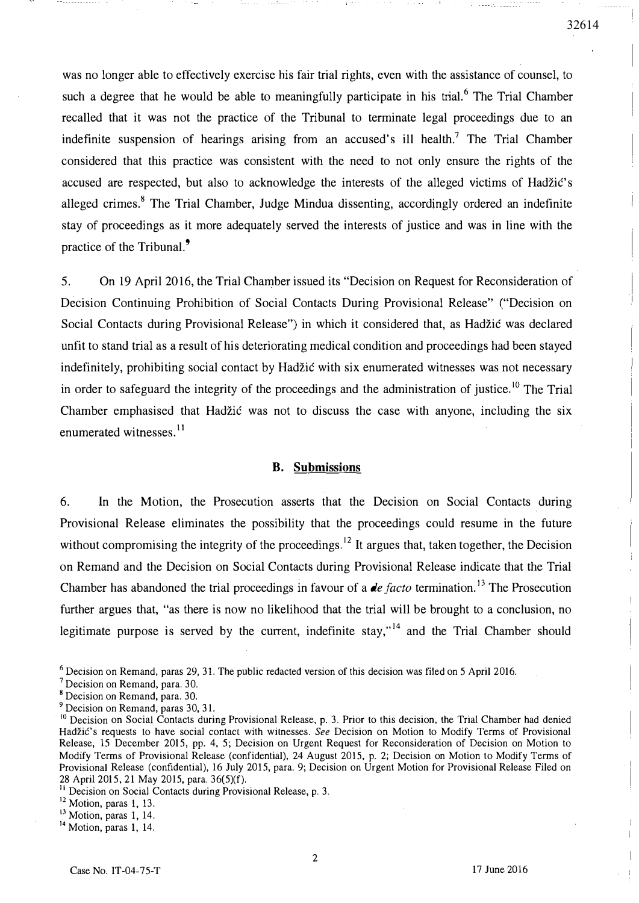was no longer able to effectively exercise his fair trial rights, even with the assistance of counsel, to such a degree that he would be able to meaningfully participate in his trial.[6] The Trial Chamber recalled that it was not the practice of the Tribunal to terminate legal proceedings due to an indefinite suspension of hearings arising from an accused's ill health.[7] The Trial Chamber considered that this practice was consistent with the need to not only ensure the rights of the accused are respected, but also to acknowledge the interests of the alleged victims of Hadžić's alleged crimes.[8] The Trial Chamber, Judge Mindua dissenting, accordingly ordered an indefinite stay of proceedings as it more adequately served the interests of justice and was in line with the practice of the Tribunal.[9]

5. On 19 April 2016, the Trial Chamber issued its "Decision on Request for Reconsideration of Decision Continuing Prohibition of Social Contacts During Provisional Release" ("Decision on Social Contacts during Provisional Release") in which it considered that, as Hadžić was declared unfit to stand trial as a result of his deteriorating medical condition and proceedings had been stayed indefinitely, prohibiting social contact by Hadžić with six enumerated witnesses was not necessary in order to safeguard the integrity of the proceedings and the administration of justice.[10] The Trial Chamber emphasised that Hadžić was not to discuss the case with anyone, including the six enumerated witnesses.[11]

### B. Submissions

6. In the Motion, the Prosecution asserts that the Decision on Social Contacts during Provisional Release eliminates the possibility that the proceedings could resume in the future without compromising the integrity of the proceedings.[12] It argues that, taken together, the Decision on Remand and the Decision on Social Contacts during Provisional Release indicate that the Trial Chamber has abandoned the trial proceedings in favour of a *de facto* termination.[13] The Prosecution further argues that, "as there is now no likelihood that the trial will be brought to a conclusion, no legitimate purpose is served by the current, indefinite stay,"[14] and the Trial Chamber should

---

[6] Decision on Remand, paras 29, 31. The public redacted version of this decision was filed on 5 April 2016.

[7] Decision on Remand, para. 30.

[8] Decision on Remand, para. 30.

[9] Decision on Remand, paras 30, 31.

[10] Decision on Social Contacts during Provisional Release, p. 3. Prior to this decision, the Trial Chamber had denied Hadžić's requests to have social contact with witnesses. *See* Decision on Motion to Modify Terms of Provisional Release, 15 December 2015, pp. 4, 5; Decision on Urgent Request for Reconsideration of Decision on Motion to Modify Terms of Provisional Release (confidential), 24 August 2015, p. 2; Decision on Motion to Modify Terms of Provisional Release (confidential), 16 July 2015, para. 9; Decision on Urgent Motion for Provisional Release Filed on 28 April 2015, 21 May 2015, para. 36(5)(f).

[11] Decision on Social Contacts during Provisional Release, p. 3.

[12] Motion, paras 1, 13.

[13] Motion, paras 1, 14.

[14] Motion, paras 1, 14.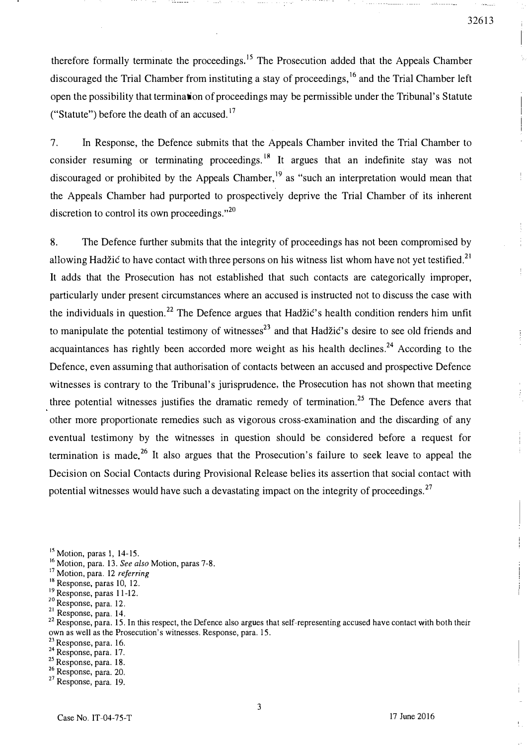therefore formally terminate the proceedings.[15] The Prosecution added that the Appeals Chamber discouraged the Trial Chamber from instituting a stay of proceedings,[16] and the Trial Chamber left open the possibility that termination of proceedings may be permissible under the Tribunal's Statute ("Statute") before the death of an accused.[17]

7. In Response, the Defence submits that the Appeals Chamber invited the Trial Chamber to consider resuming or terminating proceedings.[18] It argues that an indefinite stay was not discouraged or prohibited by the Appeals Chamber,[19] as "such an interpretation would mean that the Appeals Chamber had purported to prospectively deprive the Trial Chamber of its inherent discretion to control its own proceedings."[20]

8. The Defence further submits that the integrity of proceedings has not been compromised by allowing Hadžić to have contact with three persons on his witness list whom have not yet testified.[21] It adds that the Prosecution has not established that such contacts are categorically improper, particularly under present circumstances where an accused is instructed not to discuss the case with the individuals in question.[22] The Defence argues that Hadžić's health condition renders him unfit to manipulate the potential testimony of witnesses[23] and that Hadžić's desire to see old friends and acquaintances has rightly been accorded more weight as his health declines.[24] According to the Defence, even assuming that authorisation of contacts between an accused and prospective Defence witnesses is contrary to the Tribunal's jurisprudence, the Prosecution has not shown that meeting three potential witnesses justifies the dramatic remedy of termination.[25] The Defence avers that other more proportionate remedies such as vigorous cross-examination and the discarding of any eventual testimony by the witnesses in question should be considered before a request for termination is made.[26] It also argues that the Prosecution's failure to seek leave to appeal the Decision on Social Contacts during Provisional Release belies its assertion that social contact with potential witnesses would have such a devastating impact on the integrity of proceedings.[27]

---

[15] Motion, paras 1, 14-15.

[16] Motion, para. 13. *See also* Motion, paras 7-8.

[17] Motion, para. 12 *referring*

[18] Response, paras 10, 12.

[19] Response, paras 11-12.

[20] Response, para. 12.

[21] Response, para. 14.

[22] Response, para. 15. In this respect, the Defence also argues that self-representing accused have contact with both their own as well as the Prosecution's witnesses. Response, para. 15.

[23] Response, para. 16.

[24] Response, para. 17.

[25] Response, para. 18.

[26] Response, para. 20.

[27] Response, para. 19.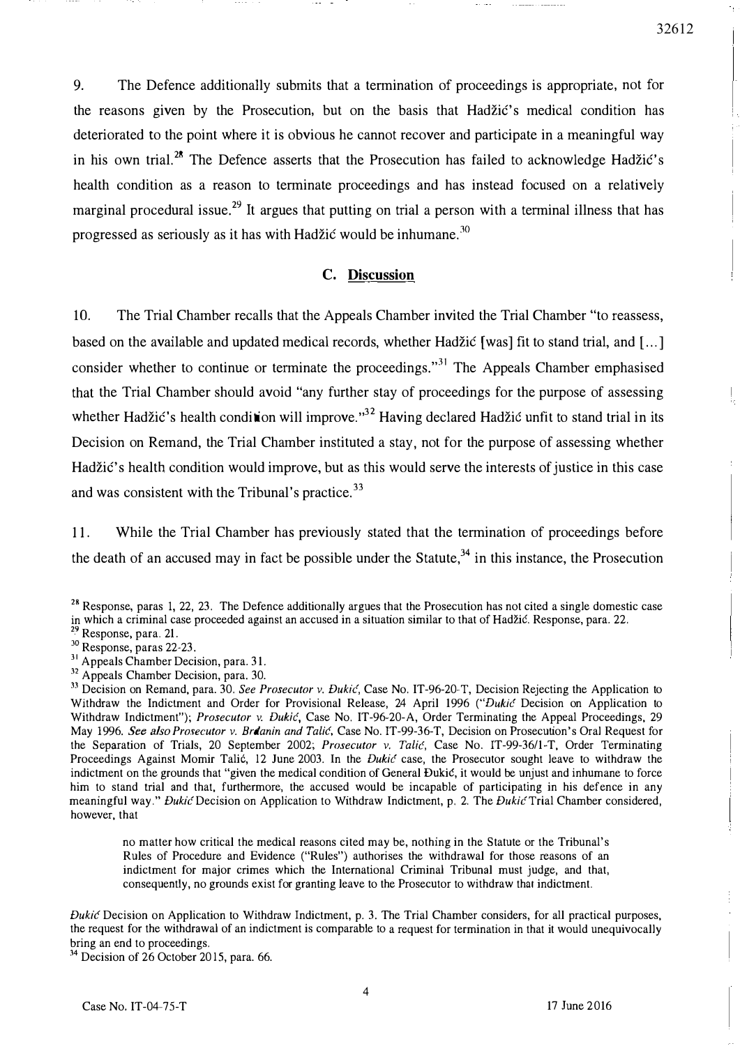9. The Defence additionally submits that a termination of proceedings is appropriate, not for the reasons given by the Prosecution, but on the basis that Hadžić's medical condition has deteriorated to the point where it is obvious he cannot recover and participate in a meaningful way in his own trial.[28] The Defence asserts that the Prosecution has failed to acknowledge Hadžić's health condition as a reason to terminate proceedings and has instead focused on a relatively marginal procedural issue.[29] It argues that putting on trial a person with a terminal illness that has progressed as seriously as it has with Hadžić would be inhumane.[30]

## C. Discussion

10. The Trial Chamber recalls that the Appeals Chamber invited the Trial Chamber "to reassess, based on the available and updated medical records, whether Hadžić [was] fit to stand trial, and [...] consider whether to continue or terminate the proceedings."[31] The Appeals Chamber emphasised that the Trial Chamber should avoid "any further stay of proceedings for the purpose of assessing whether Hadžić's health condition will improve."[32] Having declared Hadžić unfit to stand trial in its Decision on Remand, the Trial Chamber instituted a stay, not for the purpose of assessing whether Hadžić's health condition would improve, but as this would serve the interests of justice in this case and was consistent with the Tribunal's practice.[33]

11. While the Trial Chamber has previously stated that the termination of proceedings before the death of an accused may in fact be possible under the Statute,[34] in this instance, the Prosecution

---

[28] Response, paras 1, 22, 23. The Defence additionally argues that the Prosecution has not cited a single domestic case in which a criminal case proceeded against an accused in a situation similar to that of Hadžić. Response, para. 22.

[29] Response, para. 21.

[30] Response, paras 22-23.

[31] Appeals Chamber Decision, para. 31.

[32] Appeals Chamber Decision, para. 30.

[33] Decision on Remand, para. 30. *See Prosecutor v. Đukić*, Case No. IT-96-20-T, Decision Rejecting the Application to Withdraw the Indictment and Order for Provisional Release, 24 April 1996 ("*Đukić* Decision on Application to Withdraw Indictment"); *Prosecutor v. Đukić*, Case No. IT-96-20-A, Order Terminating the Appeal Proceedings, 29 May 1996. *See also Prosecutor v. Brđanin and Talić*, Case No. IT-99-36-T, Decision on Prosecution's Oral Request for the Separation of Trials, 20 September 2002; *Prosecutor v. Talić*, Case No. IT-99-36/1-T, Order Terminating Proceedings Against Momir Talić, 12 June 2003. In the *Đukić* case, the Prosecutor sought leave to withdraw the indictment on the grounds that "given the medical condition of General Đukić, it would be unjust and inhumane to force him to stand trial and that, furthermore, the accused would be incapable of participating in his defence in any meaningful way." *Đukić* Decision on Application to Withdraw Indictment, p. 2. The *Đukić* Trial Chamber considered, however, that

> no matter how critical the medical reasons cited may be, nothing in the Statute or the Tribunal's Rules of Procedure and Evidence ("Rules") authorises the withdrawal for those reasons of an indictment for major crimes which the International Criminal Tribunal must judge, and that, consequently, no grounds exist for granting leave to the Prosecutor to withdraw that indictment.

*Đukić* Decision on Application to Withdraw Indictment, p. 3. The Trial Chamber considers, for all practical purposes, the request for the withdrawal of an indictment is comparable to a request for termination in that it would unequivocally bring an end to proceedings.

[34] Decision of 26 October 2015, para. 66.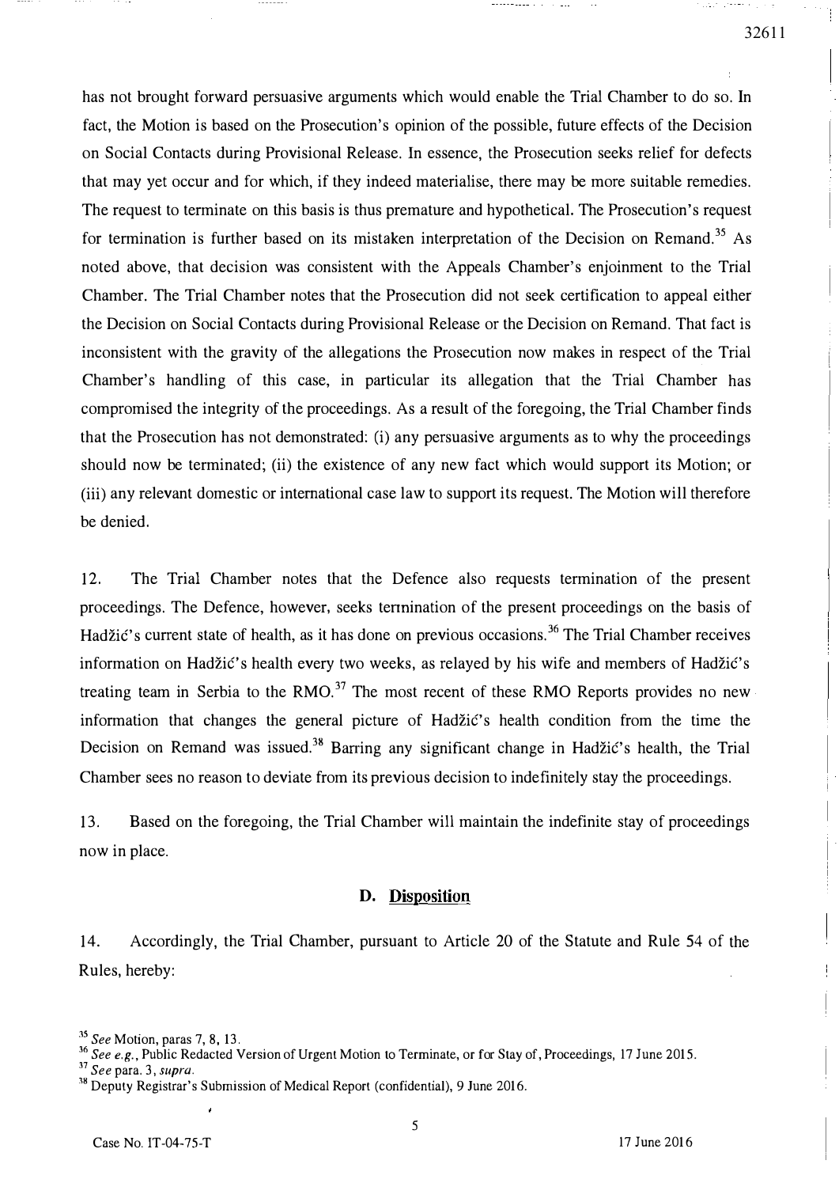has not brought forward persuasive arguments which would enable the Trial Chamber to do so. In fact, the Motion is based on the Prosecution's opinion of the possible, future effects of the Decision on Social Contacts during Provisional Release. In essence, the Prosecution seeks relief for defects that may yet occur and for which, if they indeed materialise, there may be more suitable remedies. The request to terminate on this basis is thus premature and hypothetical. The Prosecution's request for termination is further based on its mistaken interpretation of the Decision on Remand.[35] As noted above, that decision was consistent with the Appeals Chamber's enjoinment to the Trial Chamber. The Trial Chamber notes that the Prosecution did not seek certification to appeal either the Decision on Social Contacts during Provisional Release or the Decision on Remand. That fact is inconsistent with the gravity of the allegations the Prosecution now makes in respect of the Trial Chamber's handling of this case, in particular its allegation that the Trial Chamber has compromised the integrity of the proceedings. As a result of the foregoing, the Trial Chamber finds that the Prosecution has not demonstrated: (i) any persuasive arguments as to why the proceedings should now be terminated; (ii) the existence of any new fact which would support its Motion; or (iii) any relevant domestic or international case law to support its request. The Motion will therefore be denied.

12. The Trial Chamber notes that the Defence also requests termination of the present proceedings. The Defence, however, seeks termination of the present proceedings on the basis of Hadžić's current state of health, as it has done on previous occasions.[36] The Trial Chamber receives information on Hadžić's health every two weeks, as relayed by his wife and members of Hadžić's treating team in Serbia to the RMO.[37] The most recent of these RMO Reports provides no new information that changes the general picture of Hadžić's health condition from the time the Decision on Remand was issued.[38] Barring any significant change in Hadžić's health, the Trial Chamber sees no reason to deviate from its previous decision to indefinitely stay the proceedings.

13. Based on the foregoing, the Trial Chamber will maintain the indefinite stay of proceedings now in place.

### D. Disposition

14. Accordingly, the Trial Chamber, pursuant to Article 20 of the Statute and Rule 54 of the Rules, hereby:

---

[35] *See* Motion, paras 7, 8, 13.

[36] *See e.g.*, Public Redacted Version of Urgent Motion to Terminate, or for Stay of, Proceedings, 17 June 2015.

[37] *See* para. 3, *supra*.

[38] Deputy Registrar's Submission of Medical Report (confidential), 9 June 2016.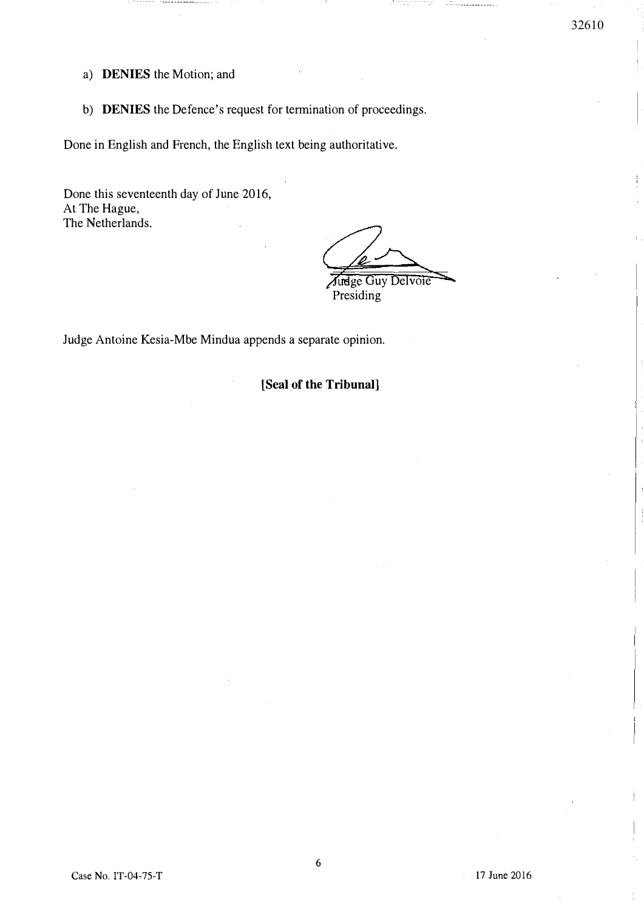a) **DENIES** the Motion; and

b) **DENIES** the Defence's request for termination of proceedings.

Done in English and French, the English text being authoritative.

Done this seventeenth day of June 2016,
At The Hague,
The Netherlands.

Judge Guy Delvoie
Presiding

Judge Antoine Kesia-Mbe Mindua appends a separate opinion.

**[Seal of the Tribunal]**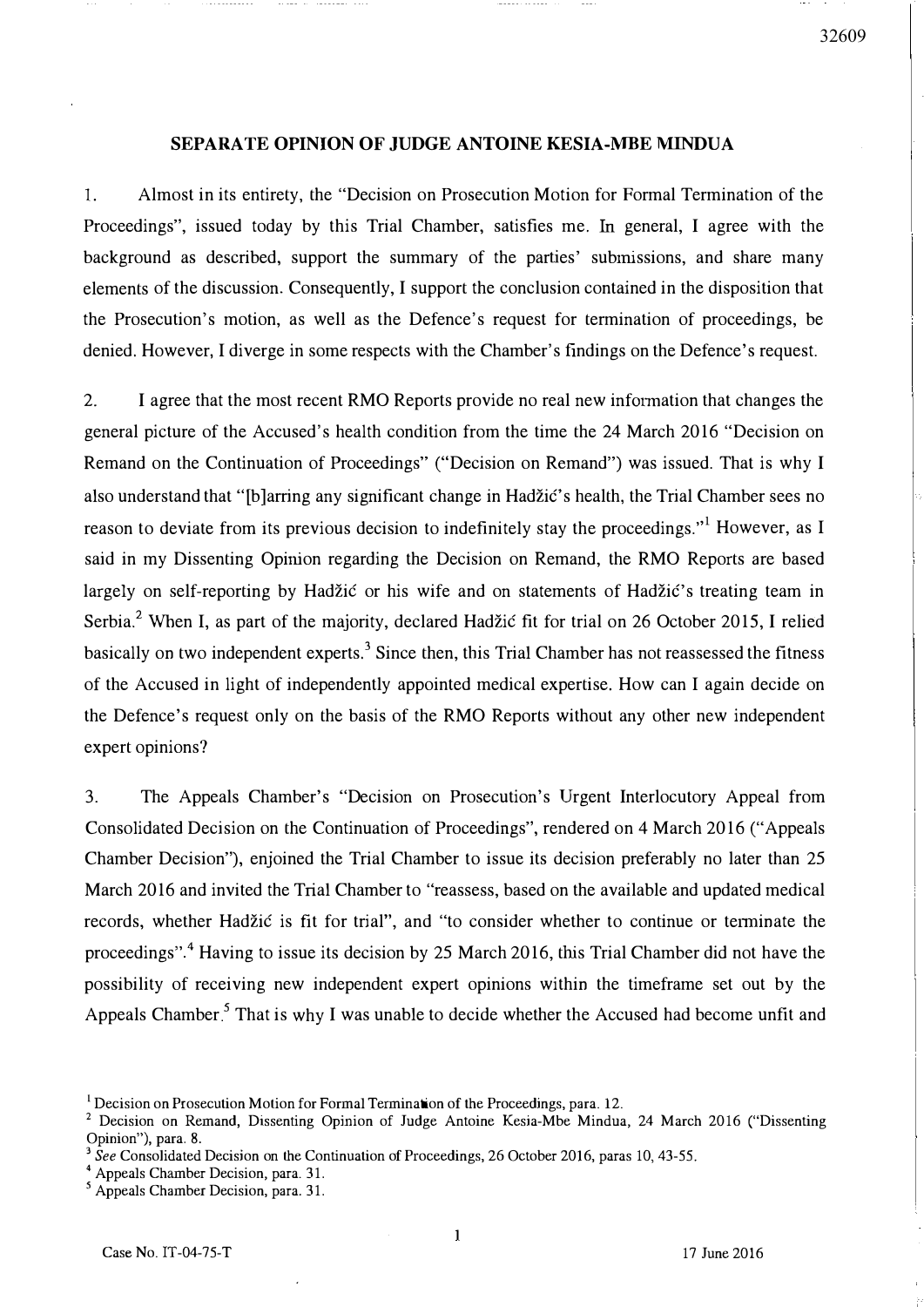## SEPARATE OPINION OF JUDGE ANTOINE KESIA-MBE MINDUA

1. Almost in its entirety, the "Decision on Prosecution Motion for Formal Termination of the Proceedings", issued today by this Trial Chamber, satisfies me. In general, I agree with the background as described, support the summary of the parties' submissions, and share many elements of the discussion. Consequently, I support the conclusion contained in the disposition that the Prosecution's motion, as well as the Defence's request for termination of proceedings, be denied. However, I diverge in some respects with the Chamber's findings on the Defence's request.

2. I agree that the most recent RMO Reports provide no real new information that changes the general picture of the Accused's health condition from the time the 24 March 2016 "Decision on Remand on the Continuation of Proceedings" ("Decision on Remand") was issued. That is why I also understand that "[b]arring any significant change in Hadžić's health, the Trial Chamber sees no reason to deviate from its previous decision to indefinitely stay the proceedings."[1] However, as I said in my Dissenting Opinion regarding the Decision on Remand, the RMO Reports are based largely on self-reporting by Hadžić or his wife and on statements of Hadžić's treating team in Serbia.[2] When I, as part of the majority, declared Hadžić fit for trial on 26 October 2015, I relied basically on two independent experts.[3] Since then, this Trial Chamber has not reassessed the fitness of the Accused in light of independently appointed medical expertise. How can I again decide on the Defence's request only on the basis of the RMO Reports without any other new independent expert opinions?

3. The Appeals Chamber's "Decision on Prosecution's Urgent Interlocutory Appeal from Consolidated Decision on the Continuation of Proceedings", rendered on 4 March 2016 ("Appeals Chamber Decision"), enjoined the Trial Chamber to issue its decision preferably no later than 25 March 2016 and invited the Trial Chamber to "reassess, based on the available and updated medical records, whether Hadžić is fit for trial", and "to consider whether to continue or terminate the proceedings".[4] Having to issue its decision by 25 March 2016, this Trial Chamber did not have the possibility of receiving new independent expert opinions within the timeframe set out by the Appeals Chamber.[5] That is why I was unable to decide whether the Accused had become unfit and

---

[1] Decision on Prosecution Motion for Formal Termination of the Proceedings, para. 12.

[2] Decision on Remand, Dissenting Opinion of Judge Antoine Kesia-Mbe Mindua, 24 March 2016 ("Dissenting Opinion"), para. 8.

[3] *See* Consolidated Decision on the Continuation of Proceedings, 26 October 2016, paras 10, 43-55.

[4] Appeals Chamber Decision, para. 31.

[5] Appeals Chamber Decision, para. 31.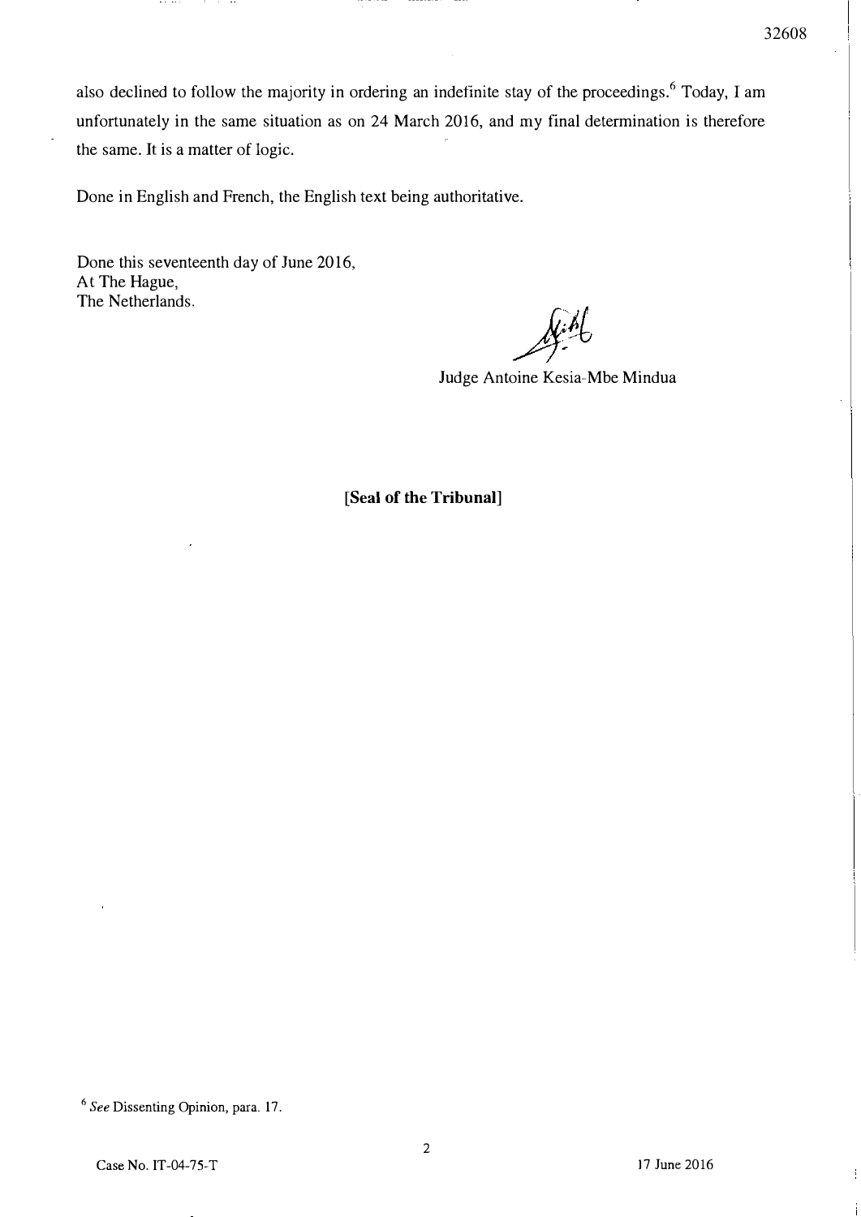also declined to follow the majority in ordering an indefinite stay of the proceedings.[6] Today, I am unfortunately in the same situation as on 24 March 2016, and my final determination is therefore the same. It is a matter of logic.

Done in English and French, the English text being authoritative.

Done this seventeenth day of June 2016,
At The Hague,
The Netherlands.

Judge Antoine Kesia-Mbe Mindua

**[Seal of the Tribunal]**

[6] *See* Dissenting Opinion, para. 17.